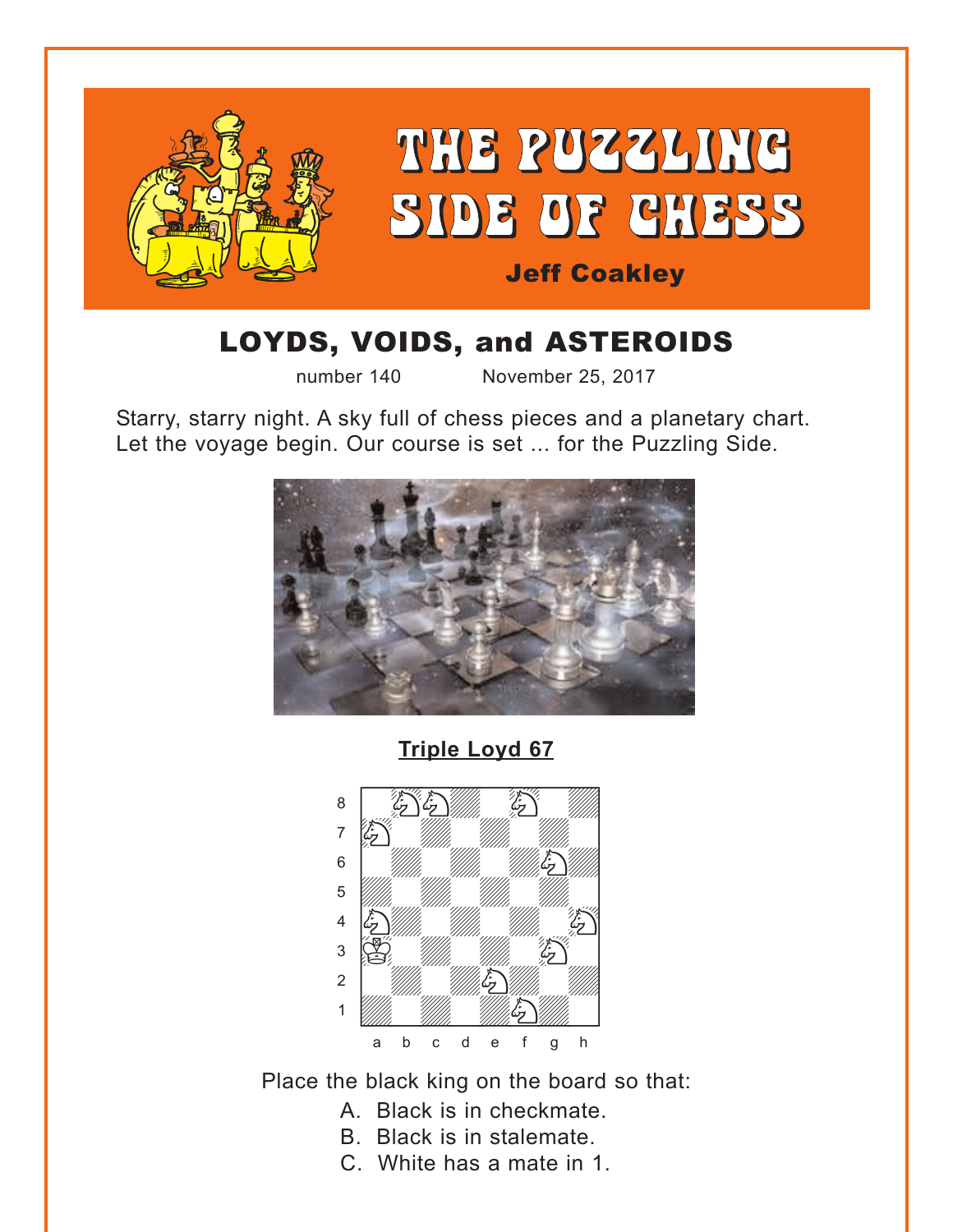# THE PUZZLING SIDE OF CHESS

**Jeff Coakley**

## LOYDS, VOIDS, and ASTEROIDS

number 140 November 25, 2017

Starry, starry night. A sky full of chess pieces and a planetary chart. Let the voyage begin. Our course is set ... for the Puzzling Side.

**Triple Loyd 67**

Place the black king on the board so that:

A. Black is in checkmate.
B. Black is in stalemate.
C. White has a mate in 1.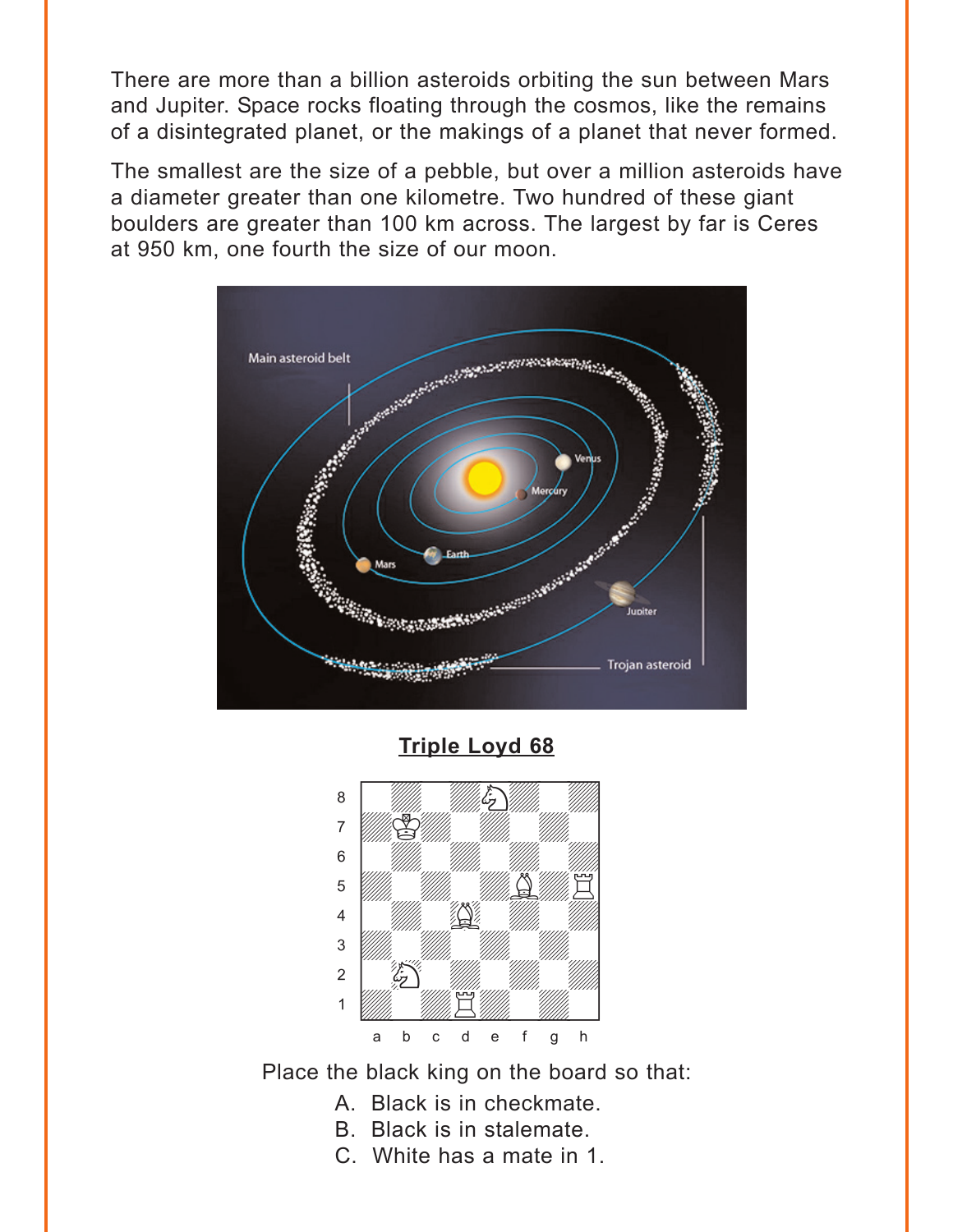There are more than a billion asteroids orbiting the sun between Mars and Jupiter. Space rocks floating through the cosmos, like the remains of a disintegrated planet, or the makings of a planet that never formed.

The smallest are the size of a pebble, but over a million asteroids have a diameter greater than one kilometre. Two hundred of these giant boulders are greater than 100 km across. The largest by far is Ceres at 950 km, one fourth the size of our moon.

**Triple Loyd 68**

Place the black king on the board so that:

A. Black is in checkmate.
B. Black is in stalemate.
C. White has a mate in 1.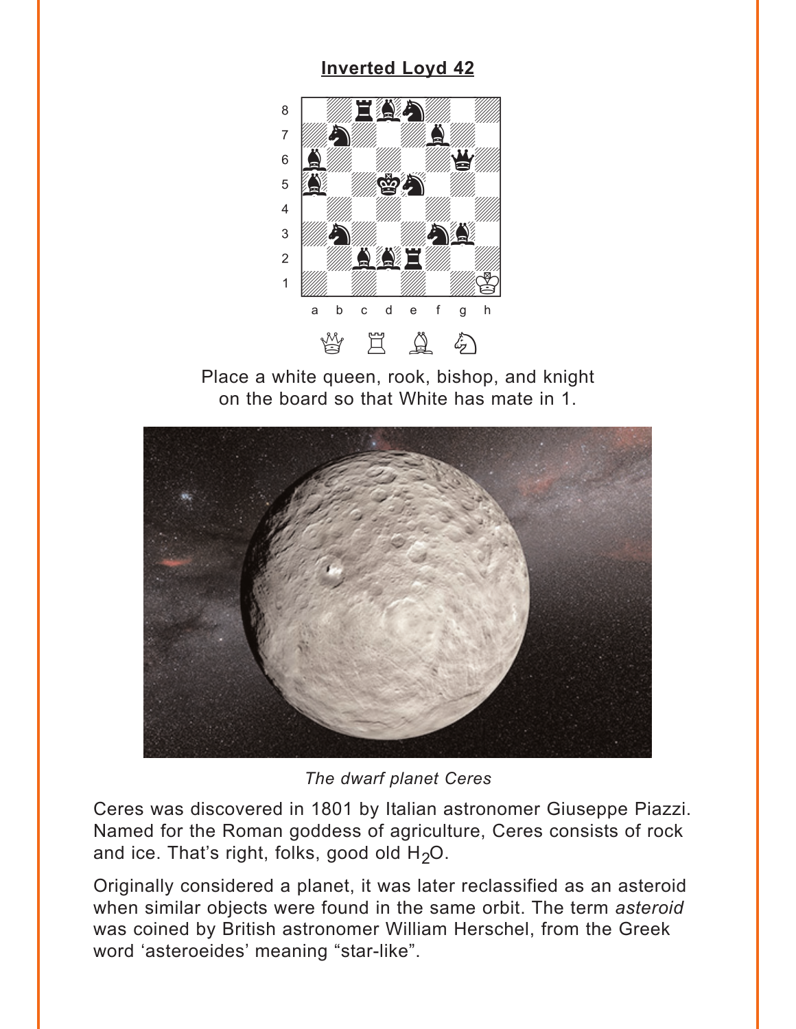## Inverted Loyd 42

Place a white queen, rook, bishop, and knight on the board so that White has mate in 1.

*The dwarf planet Ceres*

Ceres was discovered in 1801 by Italian astronomer Giuseppe Piazzi. Named for the Roman goddess of agriculture, Ceres consists of rock and ice. That's right, folks, good old $H_2O$.

Originally considered a planet, it was later reclassified as an asteroid when similar objects were found in the same orbit. The term *asteroid* was coined by British astronomer William Herschel, from the Greek word 'asteroeides' meaning "star-like".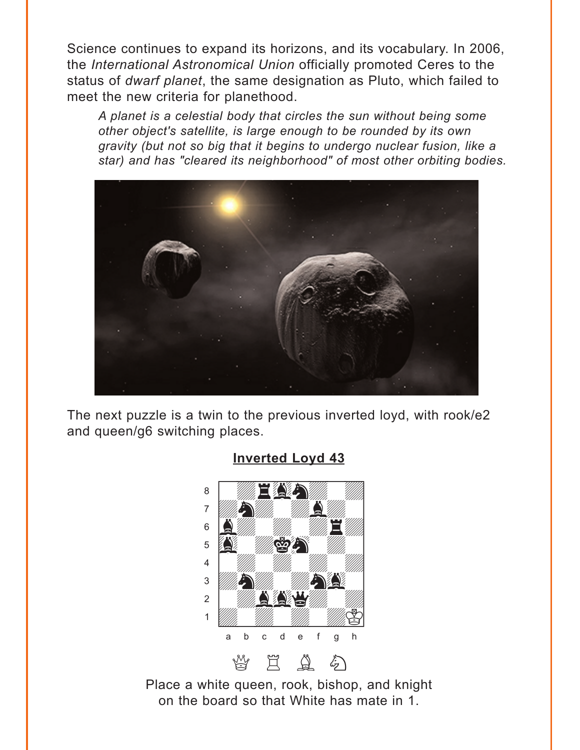Science continues to expand its horizons, and its vocabulary. In 2006, the *International Astronomical Union* officially promoted Ceres to the status of *dwarf planet*, the same designation as Pluto, which failed to meet the new criteria for planethood.

> *A planet is a celestial body that circles the sun without being some other object's satellite, is large enough to be rounded by its own gravity (but not so big that it begins to undergo nuclear fusion, like a star) and has "cleared its neighborhood" of most other orbiting bodies.*

The next puzzle is a twin to the previous inverted loyd, with rook/e2 and queen/g6 switching places.

**Inverted Loyd 43**

Place a white queen, rook, bishop, and knight on the board so that White has mate in 1.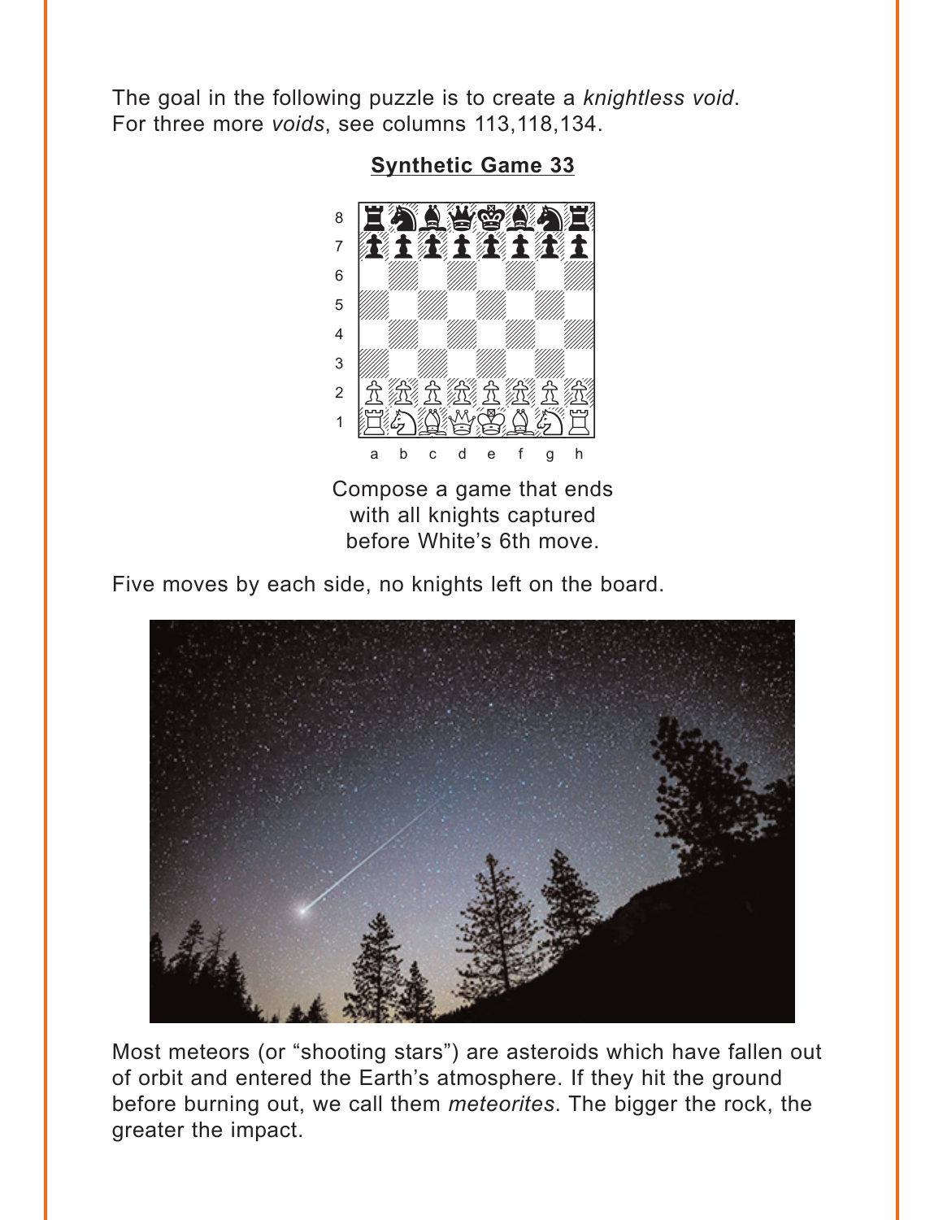The goal in the following puzzle is to create a *knightless void*. For three more *voids*, see columns 113,118,134.

**Synthetic Game 33**

Compose a game that ends with all knights captured before White's 6th move.

Five moves by each side, no knights left on the board.

Most meteors (or "shooting stars") are asteroids which have fallen out of orbit and entered the Earth's atmosphere. If they hit the ground before burning out, we call them *meteorites*. The bigger the rock, the greater the impact.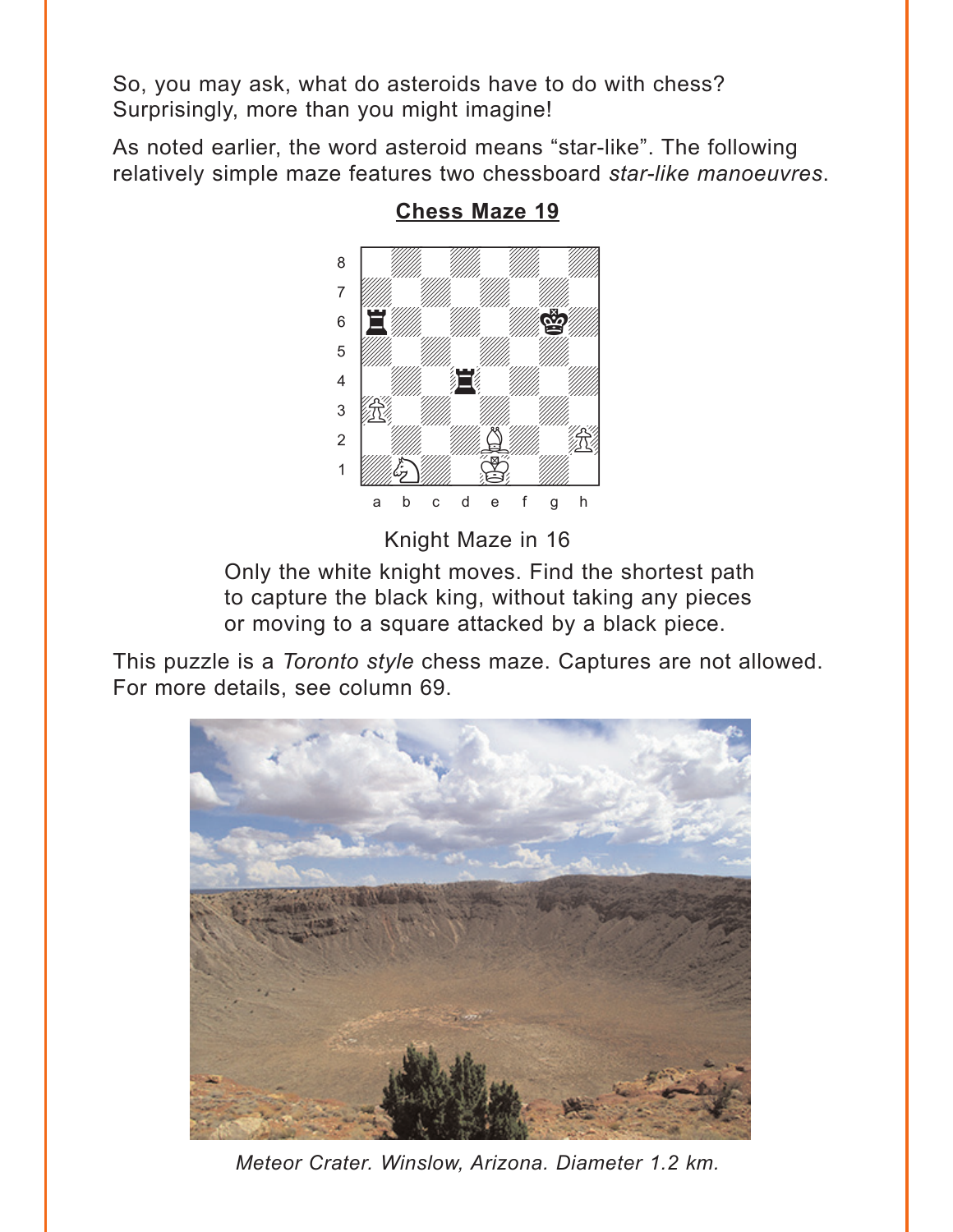So, you may ask, what do asteroids have to do with chess? Surprisingly, more than you might imagine!

As noted earlier, the word asteroid means "star-like". The following relatively simple maze features two chessboard *star-like manoeuvres*.

## Chess Maze 19

Knight Maze in 16

Only the white knight moves. Find the shortest path to capture the black king, without taking any pieces or moving to a square attacked by a black piece.

This puzzle is a *Toronto style* chess maze. Captures are not allowed. For more details, see column 69.

*Meteor Crater. Winslow, Arizona. Diameter 1.2 km.*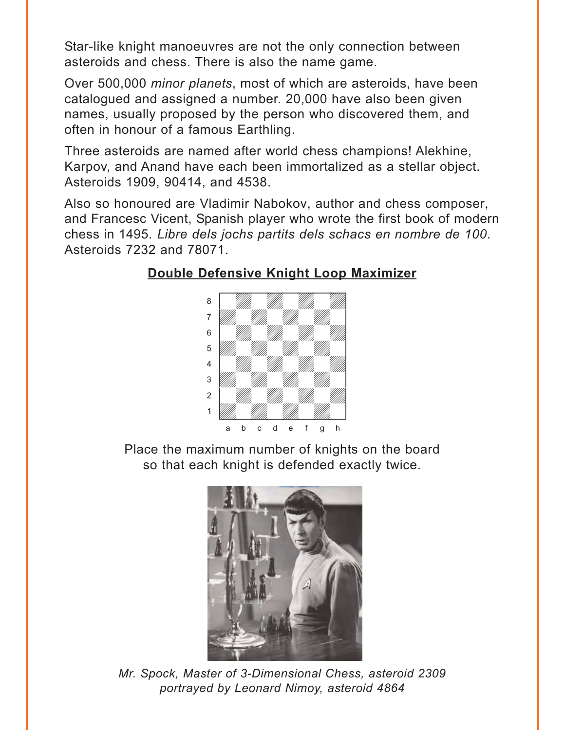Star-like knight manoeuvres are not the only connection between asteroids and chess. There is also the name game.

Over 500,000 *minor planets*, most of which are asteroids, have been catalogued and assigned a number. 20,000 have also been given names, usually proposed by the person who discovered them, and often in honour of a famous Earthling.

Three asteroids are named after world chess champions! Alekhine, Karpov, and Anand have each been immortalized as a stellar object. Asteroids 1909, 90414, and 4538.

Also so honoured are Vladimir Nabokov, author and chess composer, and Francesc Vicent, Spanish player who wrote the first book of modern chess in 1495. *Libre dels jochs partits dels schacs en nombre de 100*. Asteroids 7232 and 78071.

**Double Defensive Knight Loop Maximizer**

Place the maximum number of knights on the board so that each knight is defended exactly twice.

*Mr. Spock, Master of 3-Dimensional Chess, asteroid 2309 portrayed by Leonard Nimoy, asteroid 4864*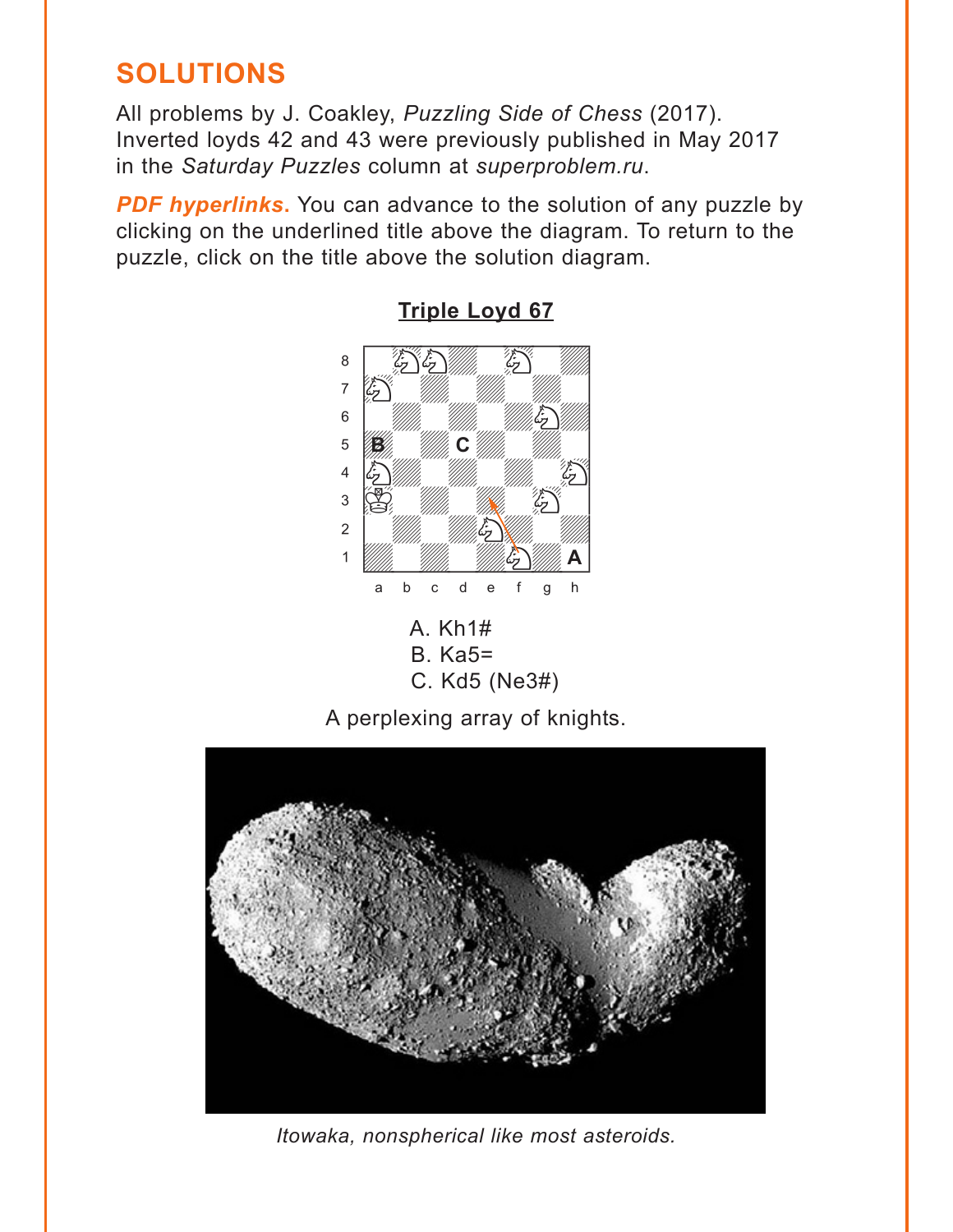## SOLUTIONS

All problems by J. Coakley, *Puzzling Side of Chess* (2017). Inverted loyds 42 and 43 were previously published in May 2017 in the *Saturday Puzzles* column at *superproblem.ru*.

***PDF hyperlinks.*** You can advance to the solution of any puzzle by clicking on the underlined title above the diagram. To return to the puzzle, click on the title above the solution diagram.

### Triple Loyd 67

A. Kh1#
B. Ka5=
C. Kd5 (Ne3#)

A perplexing array of knights.

*Itowaka, nonspherical like most asteroids.*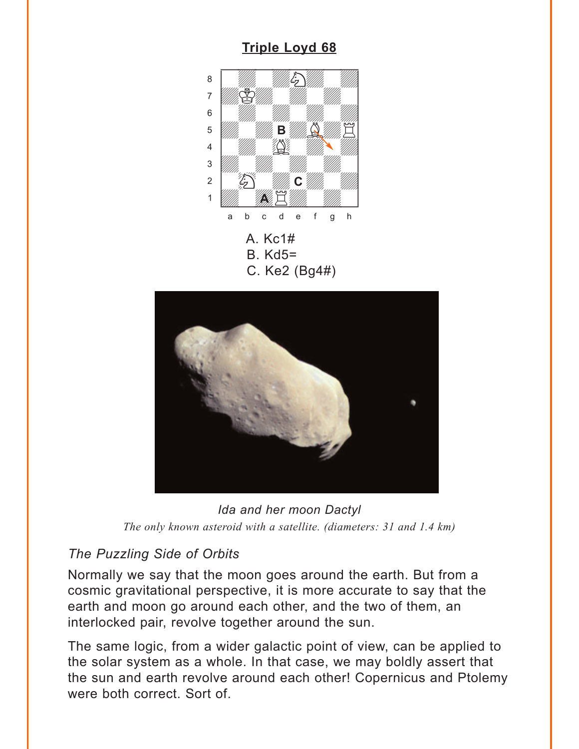## Triple Loyd 68

A. Kc1#
B. Kd5=
C. Ke2 (Bg4#)

*Ida and her moon Dactyl*

*The only known asteroid with a satellite. (diameters: 31 and 1.4 km)*

### *The Puzzling Side of Orbits*

Normally we say that the moon goes around the earth. But from a cosmic gravitational perspective, it is more accurate to say that the earth and moon go around each other, and the two of them, an interlocked pair, revolve together around the sun.

The same logic, from a wider galactic point of view, can be applied to the solar system as a whole. In that case, we may boldly assert that the sun and earth revolve around each other! Copernicus and Ptolemy were both correct. Sort of.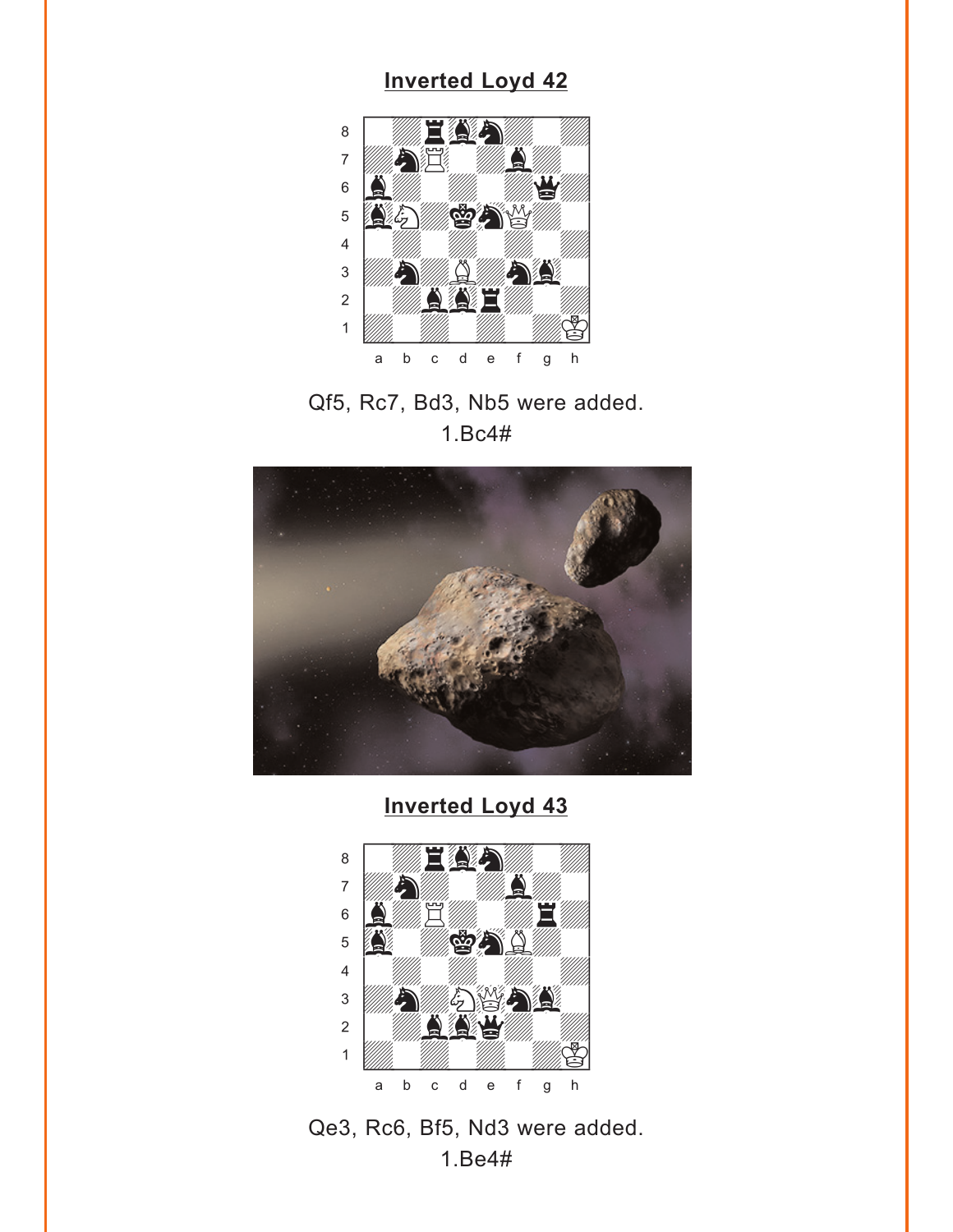## Inverted Loyd 42

Qf5, Rc7, Bd3, Nb5 were added.
1.Bc4#

## Inverted Loyd 43

Qe3, Rc6, Bf5, Nd3 were added.
1.Be4#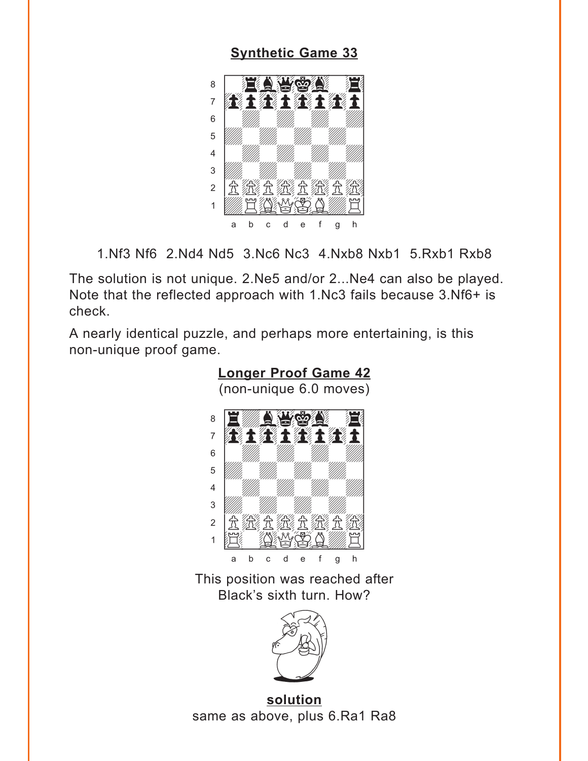**Synthetic Game 33**

1.Nf3 Nf6 2.Nd4 Nd5 3.Nc6 Nc3 4.Nxb8 Nxb1 5.Rxb1 Rxb8

The solution is not unique. 2.Ne5 and/or 2...Ne4 can also be played. Note that the reflected approach with 1.Nc3 fails because 3.Nf6+ is check.

A nearly identical puzzle, and perhaps more entertaining, is this non-unique proof game.

**Longer Proof Game 42**

(non-unique 6.0 moves)

This position was reached after Black's sixth turn. How?

**solution**

same as above, plus 6.Ra1 Ra8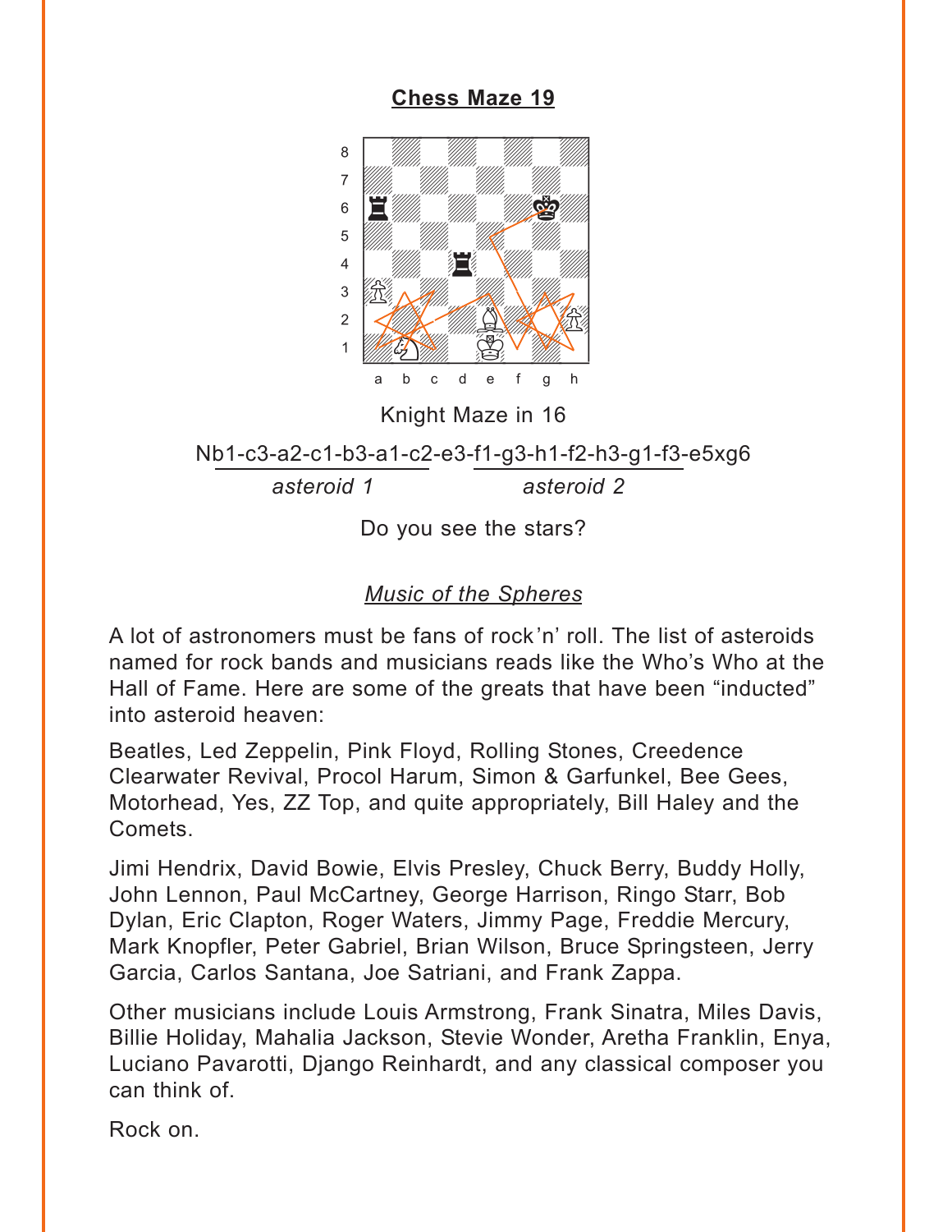## Chess Maze 19

Knight Maze in 16

Nb1-c3-a2-c1-b3-a1-c2-e3-f1-g3-h1-f2-h3-g1-f3-e5xg6

*asteroid 1* (c3-a2-c1-b3-a1-c2) *asteroid 2* (f1-g3-h1-f2-h3-g1-f3)

Do you see the stars?

*Music of the Spheres*

A lot of astronomers must be fans of rock'n' roll. The list of asteroids named for rock bands and musicians reads like the Who's Who at the Hall of Fame. Here are some of the greats that have been "inducted" into asteroid heaven:

Beatles, Led Zeppelin, Pink Floyd, Rolling Stones, Creedence Clearwater Revival, Procol Harum, Simon & Garfunkel, Bee Gees, Motorhead, Yes, ZZ Top, and quite appropriately, Bill Haley and the Comets.

Jimi Hendrix, David Bowie, Elvis Presley, Chuck Berry, Buddy Holly, John Lennon, Paul McCartney, George Harrison, Ringo Starr, Bob Dylan, Eric Clapton, Roger Waters, Jimmy Page, Freddie Mercury, Mark Knopfler, Peter Gabriel, Brian Wilson, Bruce Springsteen, Jerry Garcia, Carlos Santana, Joe Satriani, and Frank Zappa.

Other musicians include Louis Armstrong, Frank Sinatra, Miles Davis, Billie Holiday, Mahalia Jackson, Stevie Wonder, Aretha Franklin, Enya, Luciano Pavarotti, Django Reinhardt, and any classical composer you can think of.

Rock on.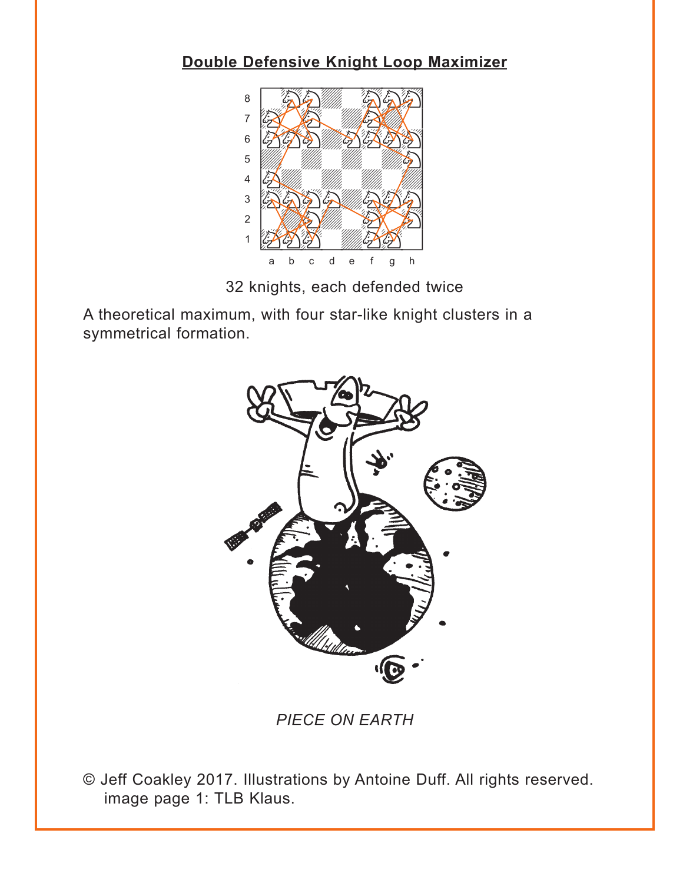**Double Defensive Knight Loop Maximizer**

32 knights, each defended twice

A theoretical maximum, with four star-like knight clusters in a symmetrical formation.

*PIECE ON EARTH*

© Jeff Coakley 2017. Illustrations by Antoine Duff. All rights reserved.
image page 1: TLB Klaus.